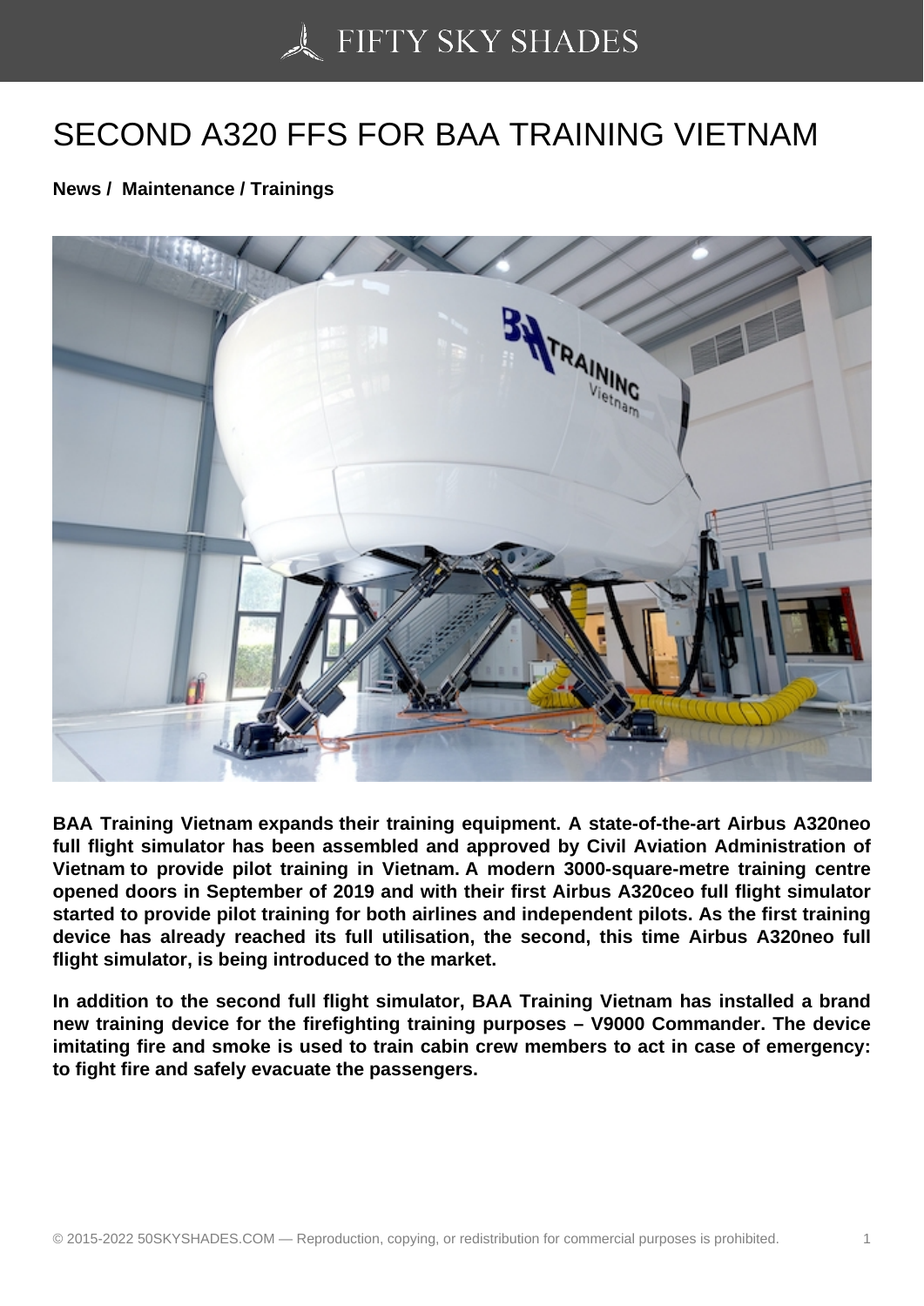# SECOND A320 FFS FOR BAA TRAINING VIETNAM

**News / Maintenance / Trainings**

**BAA Training Vietnam expands their training equipment. A state-of-the-art Airbus A320neo full flight simulator has been assembled and approved by Civil Aviation Administration of Vietnam to provide pilot training in Vietnam. A modern 3000-square-metre training centre opened doors in September of 2019 and with their first Airbus A320ceo full flight simulator started to provide pilot training for both airlines and independent pilots. As the first training device has already reached its full utilisation, the second, this time Airbus A320neo full flight simulator, is being introduced to the market.**

**In addition to the second full flight simulator, BAA Training Vietnam has installed a brand new training device for the firefighting training purposes – V9000 Commander. The device imitating fire and smoke is used to train cabin crew members to act in case of emergency: to fight fire and safely evacuate the passengers.**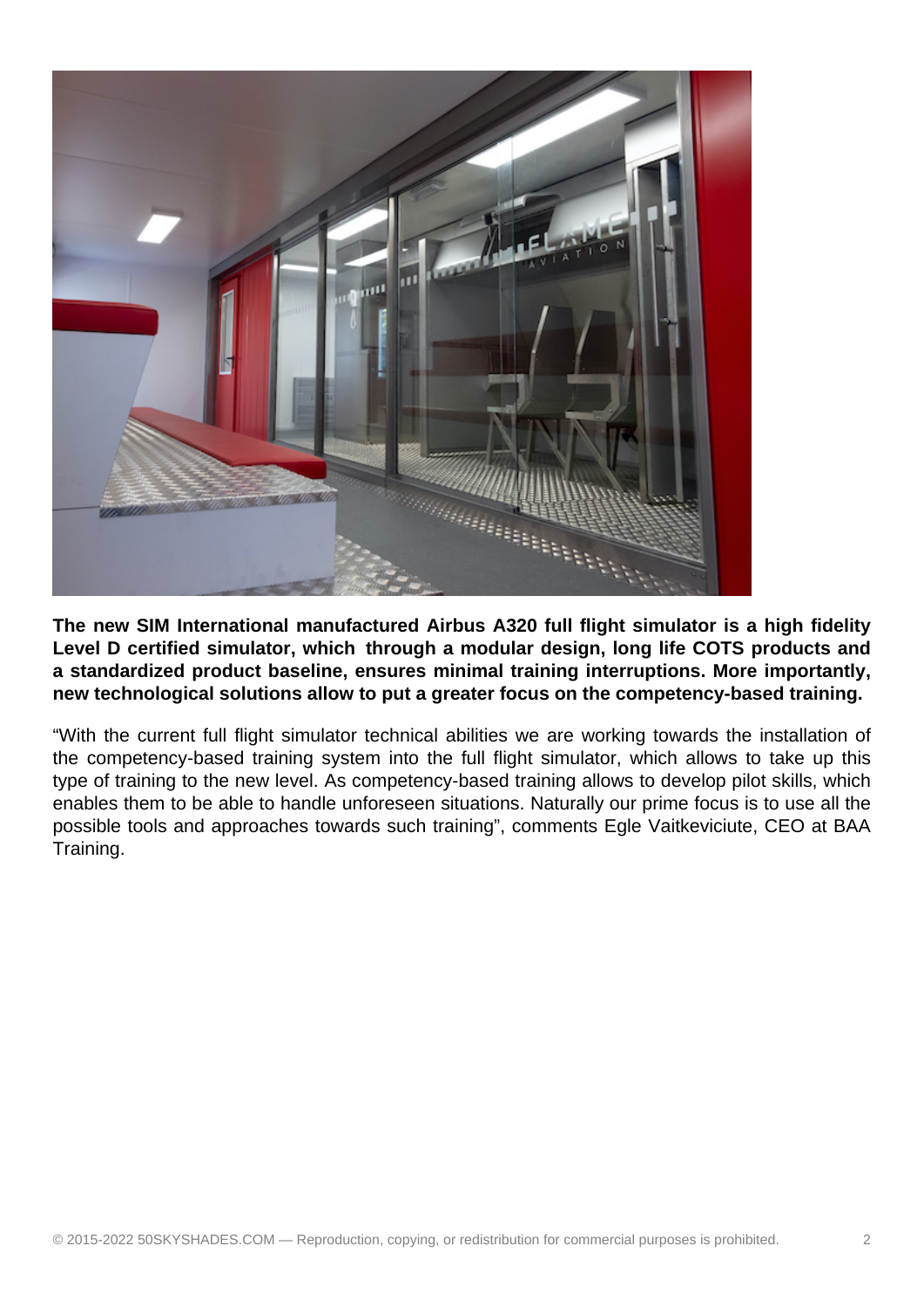**The new SIM International manufactured Airbus A320 full flight simulator is a high fidelity Level D certified simulator, which through a modular design, long life COTS products and a standardized product baseline, ensures minimal training interruptions. More importantly, new technological solutions allow to put a greater focus on the competency-based training.**

"With the current full flight simulator technical abilities we are working towards the installation of the competency-based training system into the full flight simulator, which allows to take up this type of training to the new level. As competency-based training allows to develop pilot skills, which enables them to be able to handle unforeseen situations. Naturally our prime focus is to use all the possible tools and approaches towards such training", comments Egle Vaitkeviciute, CEO at BAA Training.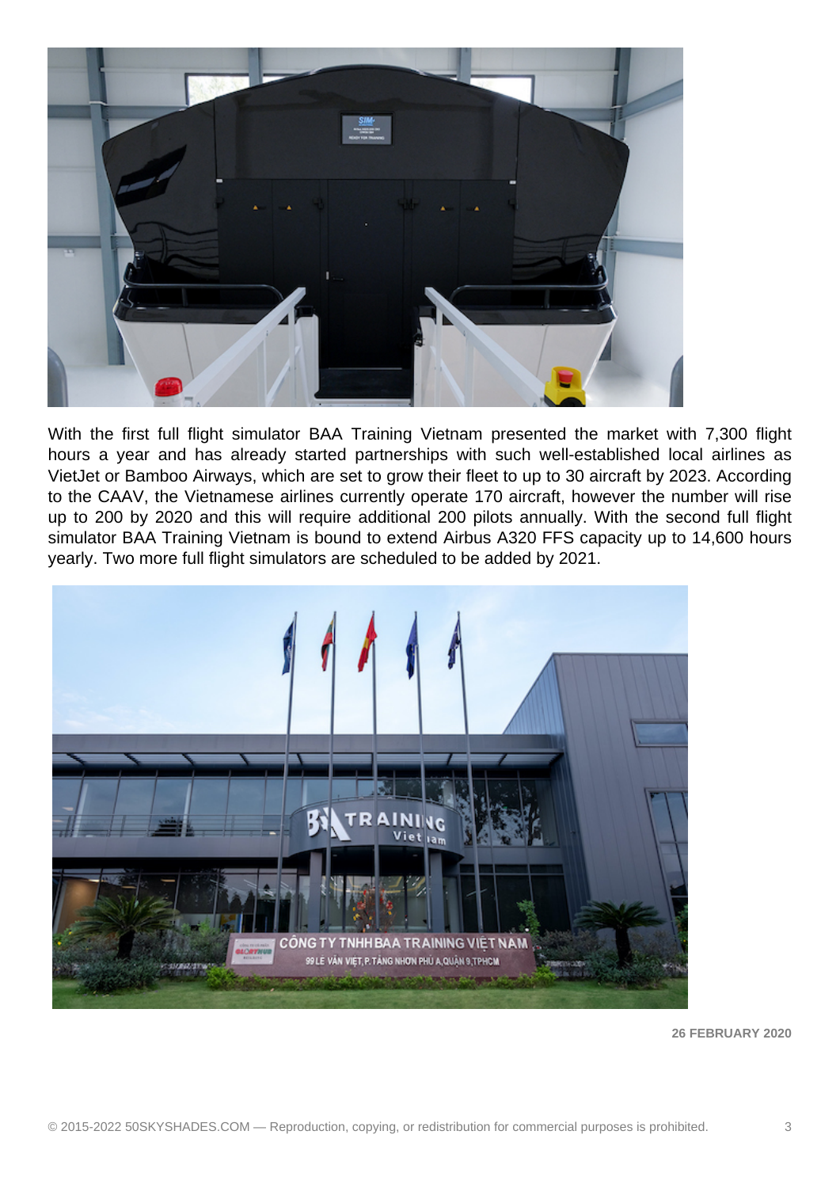With the first full flight simulator BAA Training Vietnam presented the market with 7,300 flight hours a year and has already started partnerships with such well-established local airlines as VietJet or Bamboo Airways, which are set to grow their fleet to up to 30 aircraft by 2023. According to the CAAV, the Vietnamese airlines currently operate 170 aircraft, however the number will rise up to 200 by 2020 and this will require additional 200 pilots annually. With the second full flight simulator BAA Training Vietnam is bound to extend Airbus A320 FFS capacity up to 14,600 hours yearly. Two more full flight simulators are scheduled to be added by 2021.

**26 FEBRUARY 2020**

© 2015-2022 50SKYSHADES.COM — Reproduction, copying, or redistribution for commercial purposes is prohibited.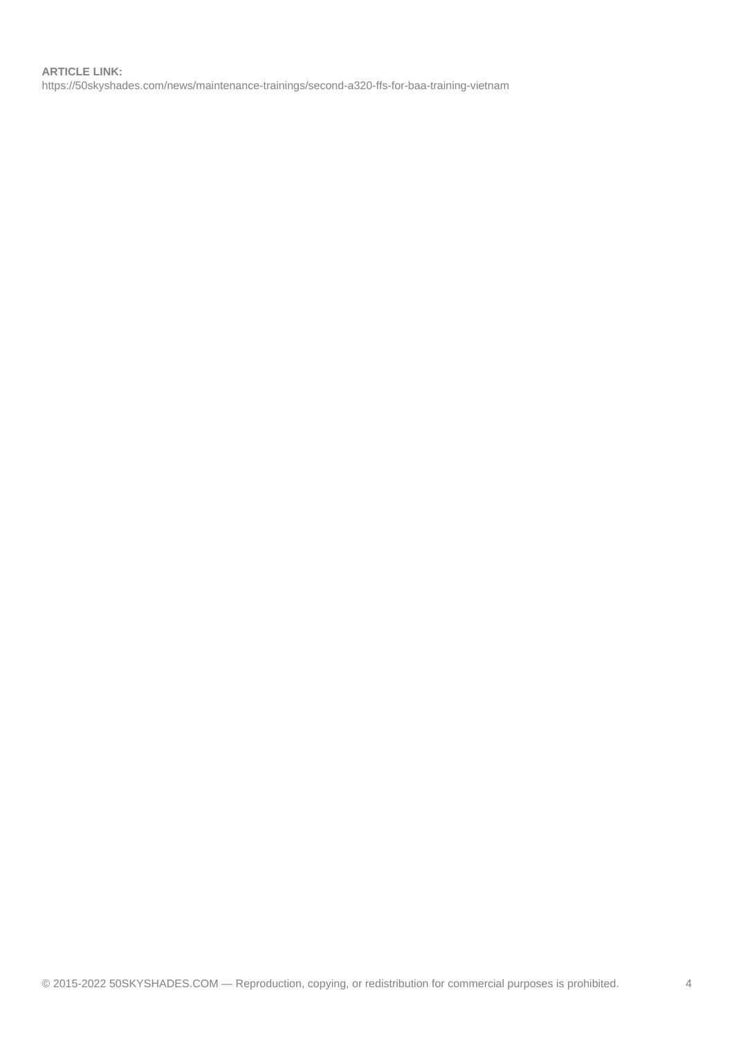**ARTICLE LINK:**
https://50skyshades.com/news/maintenance-trainings/second-a320-ffs-for-baa-training-vietnam